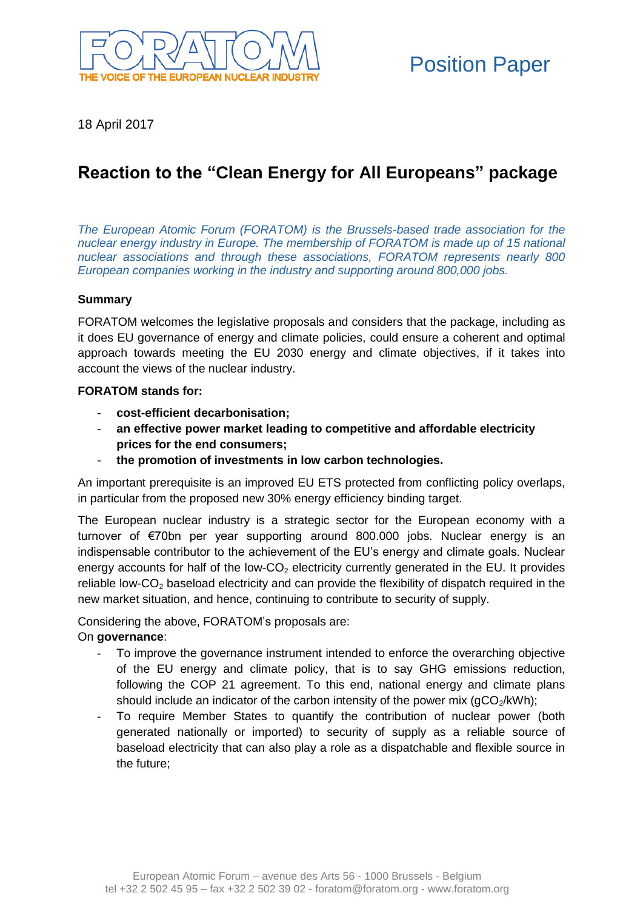FORATOM
THE VOICE OF THE EUROPEAN NUCLEAR INDUSTRY

Position Paper

18 April 2017

# Reaction to the "Clean Energy for All Europeans" package

*The European Atomic Forum (FORATOM) is the Brussels-based trade association for the nuclear energy industry in Europe. The membership of FORATOM is made up of 15 national nuclear associations and through these associations, FORATOM represents nearly 800 European companies working in the industry and supporting around 800,000 jobs.*

**Summary**

FORATOM welcomes the legislative proposals and considers that the package, including as it does EU governance of energy and climate policies, could ensure a coherent and optimal approach towards meeting the EU 2030 energy and climate objectives, if it takes into account the views of the nuclear industry.

**FORATOM stands for:**

- **cost-efficient decarbonisation;**
- **an effective power market leading to competitive and affordable electricity prices for the end consumers;**
- **the promotion of investments in low carbon technologies.**

An important prerequisite is an improved EU ETS protected from conflicting policy overlaps, in particular from the proposed new 30% energy efficiency binding target.

The European nuclear industry is a strategic sector for the European economy with a turnover of €70bn per year supporting around 800.000 jobs. Nuclear energy is an indispensable contributor to the achievement of the EU's energy and climate goals. Nuclear energy accounts for half of the low-$CO_2$ electricity currently generated in the EU. It provides reliable low-$CO_2$ baseload electricity and can provide the flexibility of dispatch required in the new market situation, and hence, continuing to contribute to security of supply.

Considering the above, FORATOM's proposals are:
On **governance**:

- To improve the governance instrument intended to enforce the overarching objective of the EU energy and climate policy, that is to say GHG emissions reduction, following the COP 21 agreement. To this end, national energy and climate plans should include an indicator of the carbon intensity of the power mix ($gCO_2/kWh$);
- To require Member States to quantify the contribution of nuclear power (both generated nationally or imported) to security of supply as a reliable source of baseload electricity that can also play a role as a dispatchable and flexible source in the future;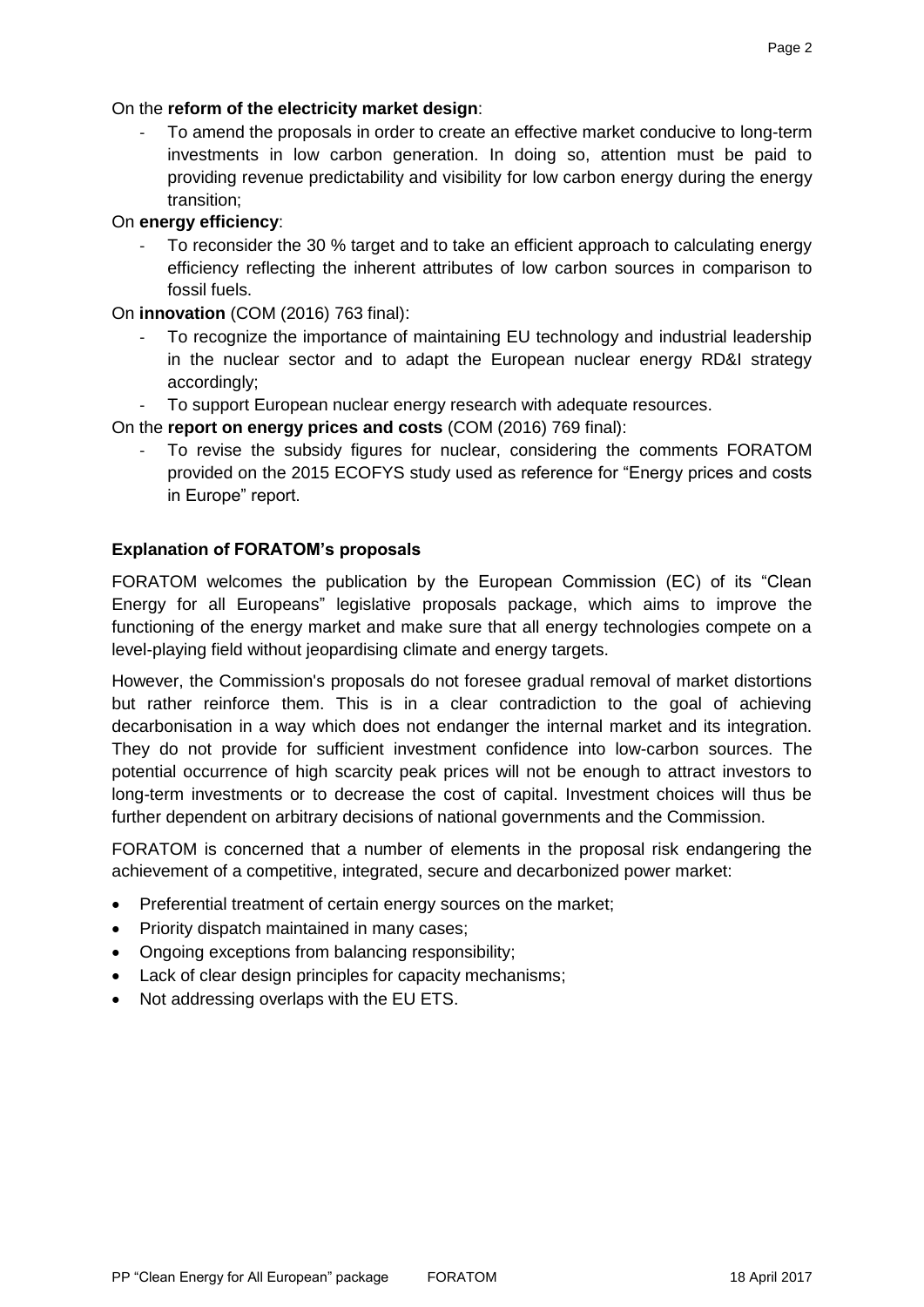On the **reform of the electricity market design**:

- To amend the proposals in order to create an effective market conducive to long-term investments in low carbon generation. In doing so, attention must be paid to providing revenue predictability and visibility for low carbon energy during the energy transition;

On **energy efficiency**:

- To reconsider the 30 % target and to take an efficient approach to calculating energy efficiency reflecting the inherent attributes of low carbon sources in comparison to fossil fuels.

On **innovation** (COM (2016) 763 final):

- To recognize the importance of maintaining EU technology and industrial leadership in the nuclear sector and to adapt the European nuclear energy RD&I strategy accordingly;
- To support European nuclear energy research with adequate resources.

On the **report on energy prices and costs** (COM (2016) 769 final):

- To revise the subsidy figures for nuclear, considering the comments FORATOM provided on the 2015 ECOFYS study used as reference for "Energy prices and costs in Europe" report.

**Explanation of FORATOM's proposals**

FORATOM welcomes the publication by the European Commission (EC) of its "Clean Energy for all Europeans" legislative proposals package, which aims to improve the functioning of the energy market and make sure that all energy technologies compete on a level-playing field without jeopardising climate and energy targets.

However, the Commission's proposals do not foresee gradual removal of market distortions but rather reinforce them. This is in a clear contradiction to the goal of achieving decarbonisation in a way which does not endanger the internal market and its integration. They do not provide for sufficient investment confidence into low-carbon sources. The potential occurrence of high scarcity peak prices will not be enough to attract investors to long-term investments or to decrease the cost of capital. Investment choices will thus be further dependent on arbitrary decisions of national governments and the Commission.

FORATOM is concerned that a number of elements in the proposal risk endangering the achievement of a competitive, integrated, secure and decarbonized power market:

- Preferential treatment of certain energy sources on the market;
- Priority dispatch maintained in many cases;
- Ongoing exceptions from balancing responsibility;
- Lack of clear design principles for capacity mechanisms;
- Not addressing overlaps with the EU ETS.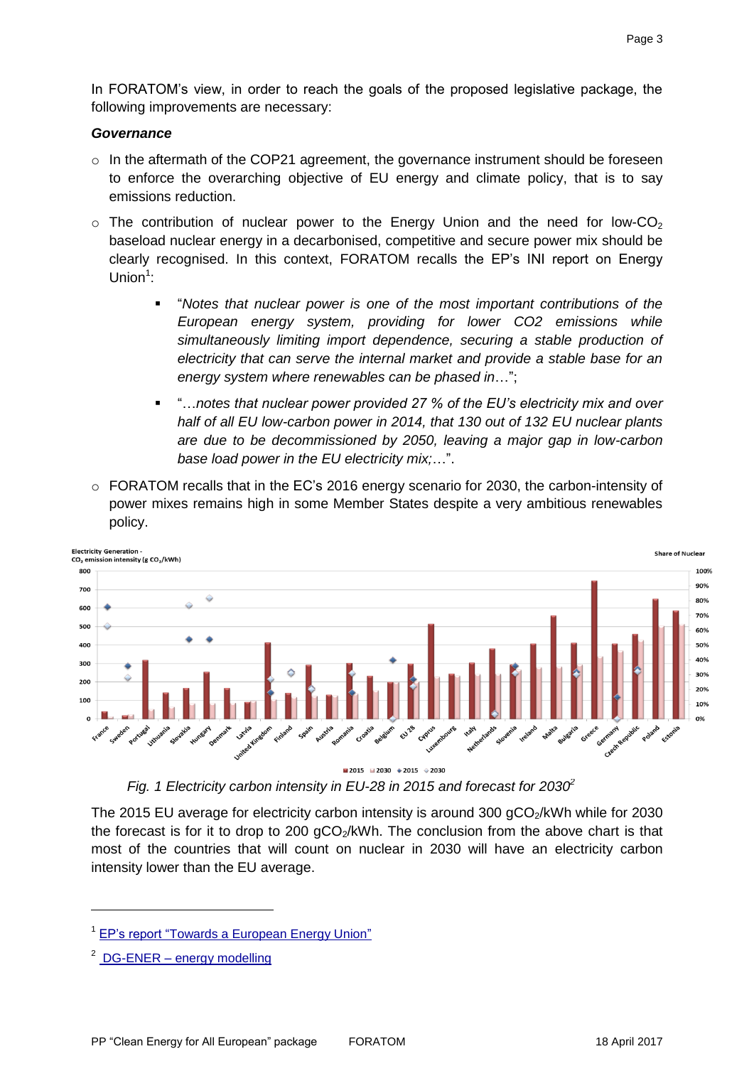In FORATOM's view, in order to reach the goals of the proposed legislative package, the following improvements are necessary:

***Governance***

- In the aftermath of the COP21 agreement, the governance instrument should be foreseen to enforce the overarching objective of EU energy and climate policy, that is to say emissions reduction.
- The contribution of nuclear power to the Energy Union and the need for low-$CO_2$ baseload nuclear energy in a decarbonised, competitive and secure power mix should be clearly recognised. In this context, FORATOM recalls the EP's INI report on Energy Union[1]:
  - "*Notes that nuclear power is one of the most important contributions of the European energy system, providing for lower CO2 emissions while simultaneously limiting import dependence, securing a stable production of electricity that can serve the internal market and provide a stable base for an energy system where renewables can be phased in*…";
  - "…*notes that nuclear power provided 27 % of the EU's electricity mix and over half of all EU low-carbon power in 2014, that 130 out of 132 EU nuclear plants are due to be decommissioned by 2050, leaving a major gap in low-carbon base load power in the EU electricity mix;*…".
- FORATOM recalls that in the EC's 2016 energy scenario for 2030, the carbon-intensity of power mixes remains high in some Member States despite a very ambitious renewables policy.

*Fig. 1 Electricity carbon intensity in EU-28 in 2015 and forecast for 2030*[2]

The 2015 EU average for electricity carbon intensity is around 300 $gCO_2/kWh$ while for 2030 the forecast is for it to drop to 200 $gCO_2/kWh$. The conclusion from the above chart is that most of the countries that will count on nuclear in 2030 will have an electricity carbon intensity lower than the EU average.

---

[1] EP's report "Towards a European Energy Union"

[2] DG-ENER – energy modelling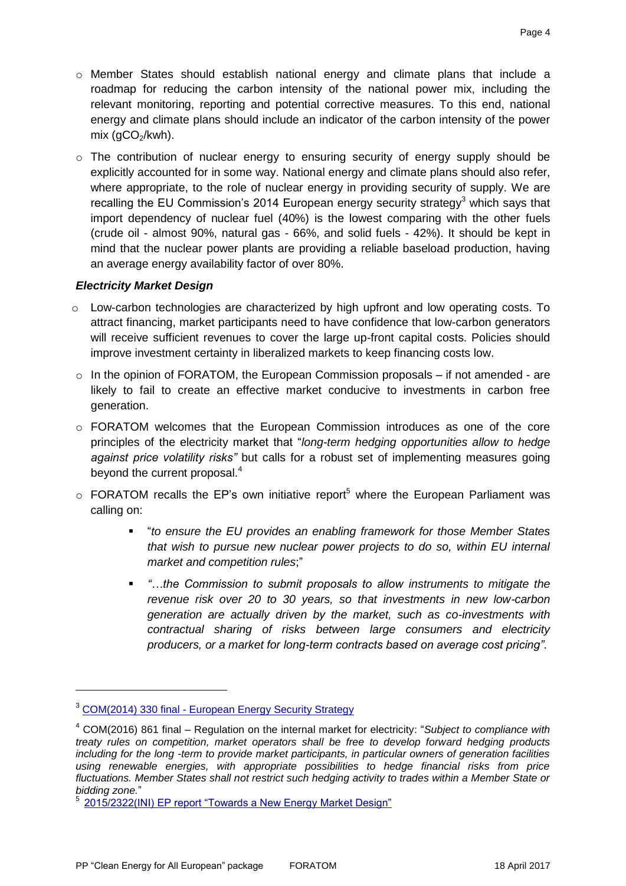- Member States should establish national energy and climate plans that include a roadmap for reducing the carbon intensity of the national power mix, including the relevant monitoring, reporting and potential corrective measures. To this end, national energy and climate plans should include an indicator of the carbon intensity of the power mix ($gCO_2$/kwh).
- The contribution of nuclear energy to ensuring security of energy supply should be explicitly accounted for in some way. National energy and climate plans should also refer, where appropriate, to the role of nuclear energy in providing security of supply. We are recalling the EU Commission's 2014 European energy security strategy[3] which says that import dependency of nuclear fuel (40%) is the lowest comparing with the other fuels (crude oil - almost 90%, natural gas - 66%, and solid fuels - 42%). It should be kept in mind that the nuclear power plants are providing a reliable baseload production, having an average energy availability factor of over 80%.

***Electricity Market Design***

- Low-carbon technologies are characterized by high upfront and low operating costs. To attract financing, market participants need to have confidence that low-carbon generators will receive sufficient revenues to cover the large up-front capital costs. Policies should improve investment certainty in liberalized markets to keep financing costs low.
- In the opinion of FORATOM, the European Commission proposals – if not amended - are likely to fail to create an effective market conducive to investments in carbon free generation.
- FORATOM welcomes that the European Commission introduces as one of the core principles of the electricity market that "*long-term hedging opportunities allow to hedge against price volatility risks"* but calls for a robust set of implementing measures going beyond the current proposal.[4]
- FORATOM recalls the EP's own initiative report[5] where the European Parliament was calling on:
  - "*to ensure the EU provides an enabling framework for those Member States that wish to pursue new nuclear power projects to do so, within EU internal market and competition rules*;"
  - *"…the Commission to submit proposals to allow instruments to mitigate the revenue risk over 20 to 30 years, so that investments in new low-carbon generation are actually driven by the market, such as co-investments with contractual sharing of risks between large consumers and electricity producers, or a market for long-term contracts based on average cost pricing"*.

---

[3] COM(2014) 330 final - European Energy Security Strategy

[4] COM(2016) 861 final – Regulation on the internal market for electricity: "*Subject to compliance with treaty rules on competition, market operators shall be free to develop forward hedging products including for the long -term to provide market participants, in particular owners of generation facilities using renewable energies, with appropriate possibilities to hedge financial risks from price fluctuations. Member States shall not restrict such hedging activity to trades within a Member State or bidding zone.*"

[5] 2015/2322(INI) EP report "Towards a New Energy Market Design"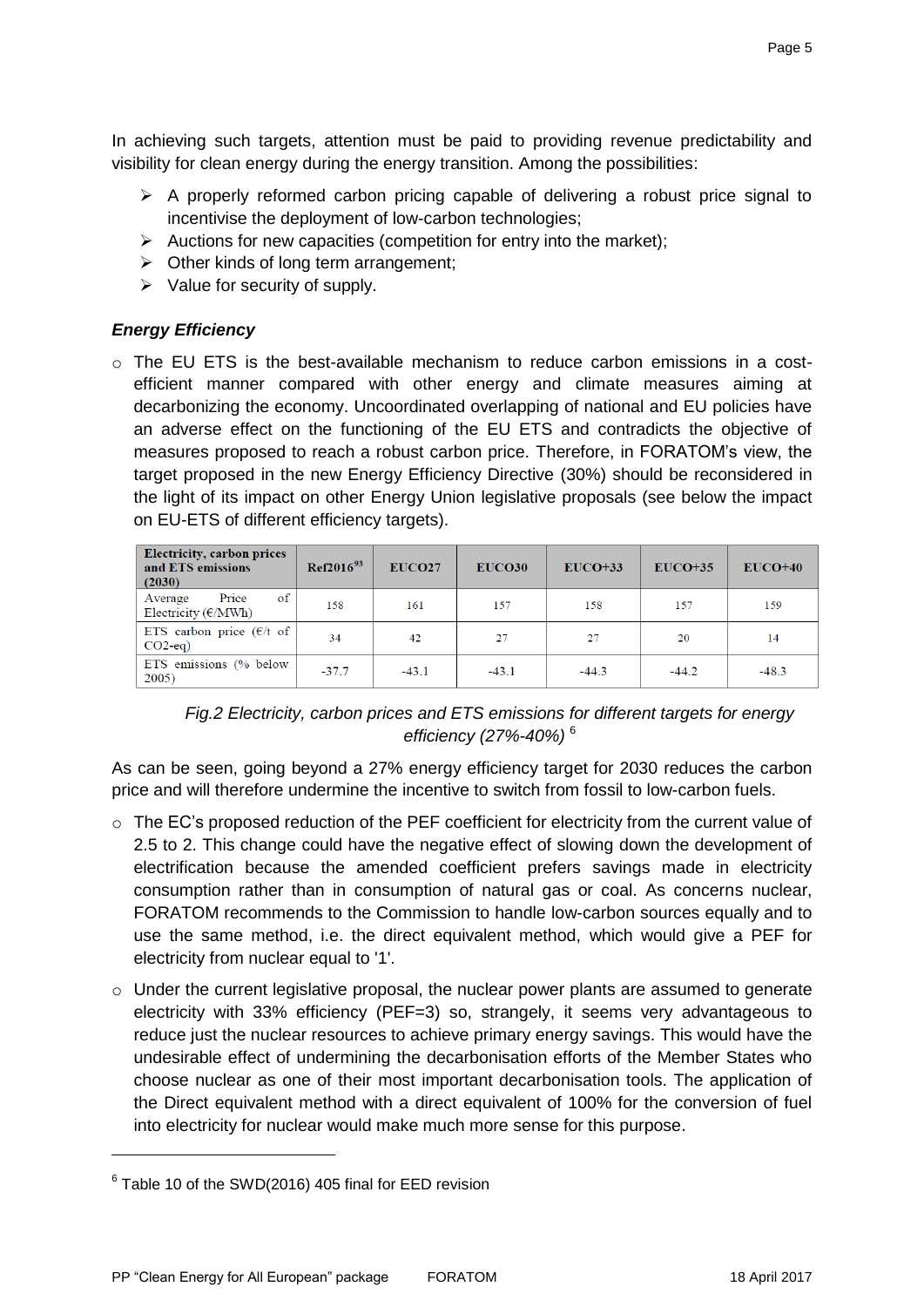In achieving such targets, attention must be paid to providing revenue predictability and visibility for clean energy during the energy transition. Among the possibilities:

- A properly reformed carbon pricing capable of delivering a robust price signal to incentivise the deployment of low-carbon technologies;
- Auctions for new capacities (competition for entry into the market);
- Other kinds of long term arrangement;
- Value for security of supply.

### *Energy Efficiency*

- The EU ETS is the best-available mechanism to reduce carbon emissions in a cost-efficient manner compared with other energy and climate measures aiming at decarbonizing the economy. Uncoordinated overlapping of national and EU policies have an adverse effect on the functioning of the EU ETS and contradicts the objective of measures proposed to reach a robust carbon price. Therefore, in FORATOM's view, the target proposed in the new Energy Efficiency Directive (30%) should be reconsidered in the light of its impact on other Energy Union legislative proposals (see below the impact on EU-ETS of different efficiency targets).

| Electricity, carbon prices and ETS emissions (2030) | Ref2016[93] | EUCO27 | EUCO30 | EUCO+33 | EUCO+35 | EUCO+40 |
|---|---|---|---|---|---|---|
| Average Price of Electricity (€/MWh) | 158 | 161 | 157 | 158 | 157 | 159 |
| ETS carbon price (€/t of CO2-eq) | 34 | 42 | 27 | 27 | 20 | 14 |
| ETS emissions (% below 2005) | -37.7 | -43.1 | -43.1 | -44.3 | -44.2 | -48.3 |

*Fig.2 Electricity, carbon prices and ETS emissions for different targets for energy efficiency (27%-40%)* [6]

As can be seen, going beyond a 27% energy efficiency target for 2030 reduces the carbon price and will therefore undermine the incentive to switch from fossil to low-carbon fuels.

- The EC's proposed reduction of the PEF coefficient for electricity from the current value of 2.5 to 2. This change could have the negative effect of slowing down the development of electrification because the amended coefficient prefers savings made in electricity consumption rather than in consumption of natural gas or coal. As concerns nuclear, FORATOM recommends to the Commission to handle low-carbon sources equally and to use the same method, i.e. the direct equivalent method, which would give a PEF for electricity from nuclear equal to '1'.
- Under the current legislative proposal, the nuclear power plants are assumed to generate electricity with 33% efficiency (PEF=3) so, strangely, it seems very advantageous to reduce just the nuclear resources to achieve primary energy savings. This would have the undesirable effect of undermining the decarbonisation efforts of the Member States who choose nuclear as one of their most important decarbonisation tools. The application of the Direct equivalent method with a direct equivalent of 100% for the conversion of fuel into electricity for nuclear would make much more sense for this purpose.

[6] Table 10 of the SWD(2016) 405 final for EED revision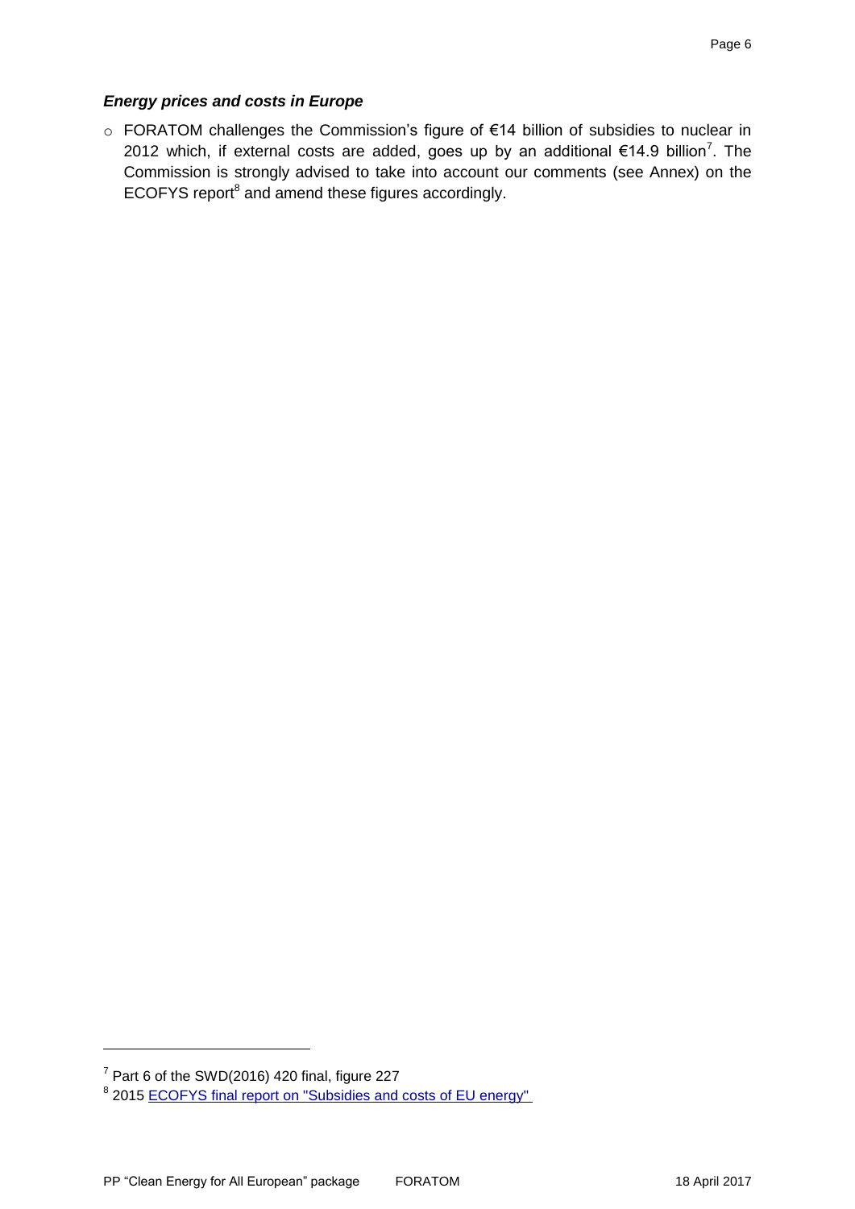### *Energy prices and costs in Europe*

- FORATOM challenges the Commission's figure of €14 billion of subsidies to nuclear in 2012 which, if external costs are added, goes up by an additional €14.9 billion[7]. The Commission is strongly advised to take into account our comments (see Annex) on the ECOFYS report[8] and amend these figures accordingly.

---

[7] Part 6 of the SWD(2016) 420 final, figure 227

[8] 2015 [ECOFYS final report on "Subsidies and costs of EU energy"]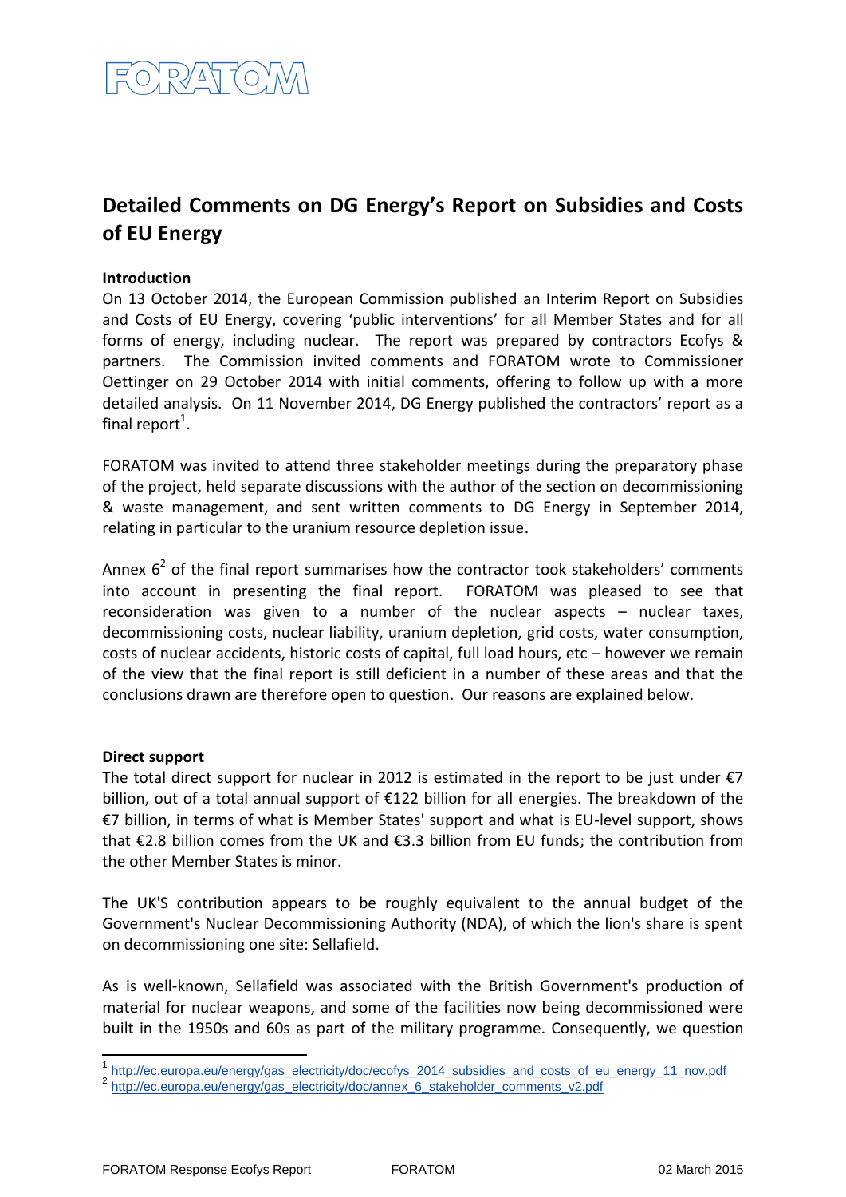# Detailed Comments on DG Energy's Report on Subsidies and Costs of EU Energy

## Introduction

On 13 October 2014, the European Commission published an Interim Report on Subsidies and Costs of EU Energy, covering 'public interventions' for all Member States and for all forms of energy, including nuclear. The report was prepared by contractors Ecofys & partners. The Commission invited comments and FORATOM wrote to Commissioner Oettinger on 29 October 2014 with initial comments, offering to follow up with a more detailed analysis. On 11 November 2014, DG Energy published the contractors' report as a final report[1].

FORATOM was invited to attend three stakeholder meetings during the preparatory phase of the project, held separate discussions with the author of the section on decommissioning & waste management, and sent written comments to DG Energy in September 2014, relating in particular to the uranium resource depletion issue.

Annex 6[2] of the final report summarises how the contractor took stakeholders' comments into account in presenting the final report. FORATOM was pleased to see that reconsideration was given to a number of the nuclear aspects – nuclear taxes, decommissioning costs, nuclear liability, uranium depletion, grid costs, water consumption, costs of nuclear accidents, historic costs of capital, full load hours, etc – however we remain of the view that the final report is still deficient in a number of these areas and that the conclusions drawn are therefore open to question. Our reasons are explained below.

## Direct support

The total direct support for nuclear in 2012 is estimated in the report to be just under €7 billion, out of a total annual support of €122 billion for all energies. The breakdown of the €7 billion, in terms of what is Member States' support and what is EU-level support, shows that €2.8 billion comes from the UK and €3.3 billion from EU funds; the contribution from the other Member States is minor.

The UK'S contribution appears to be roughly equivalent to the annual budget of the Government's Nuclear Decommissioning Authority (NDA), of which the lion's share is spent on decommissioning one site: Sellafield.

As is well-known, Sellafield was associated with the British Government's production of material for nuclear weapons, and some of the facilities now being decommissioned were built in the 1950s and 60s as part of the military programme. Consequently, we question

[1] http://ec.europa.eu/energy/gas_electricity/doc/ecofys_2014_subsidies_and_costs_of_eu_energy_11_nov.pdf

[2] http://ec.europa.eu/energy/gas_electricity/doc/annex_6_stakeholder_comments_v2.pdf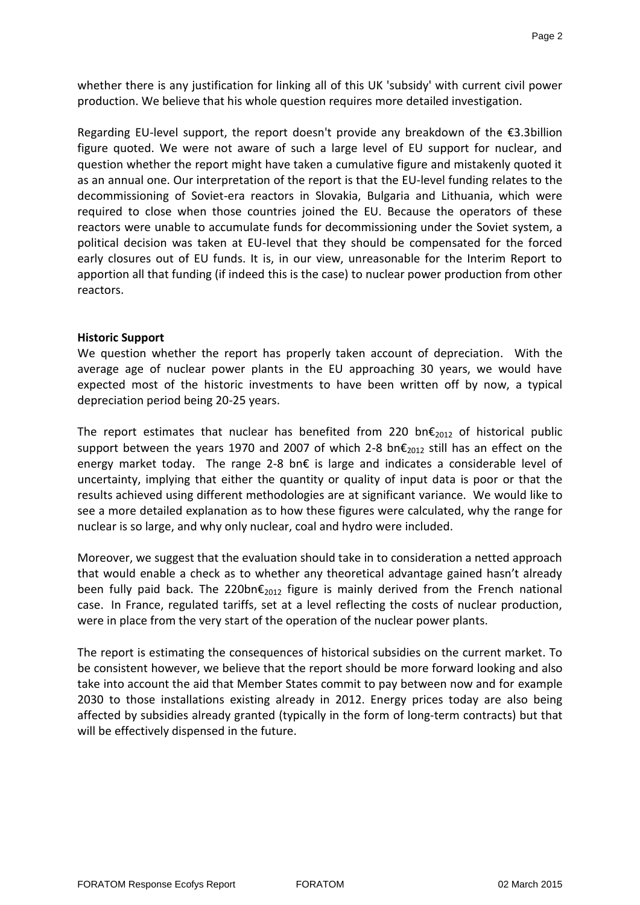whether there is any justification for linking all of this UK 'subsidy' with current civil power production. We believe that his whole question requires more detailed investigation.

Regarding EU-level support, the report doesn't provide any breakdown of the €3.3billion figure quoted. We were not aware of such a large level of EU support for nuclear, and question whether the report might have taken a cumulative figure and mistakenly quoted it as an annual one. Our interpretation of the report is that the EU-level funding relates to the decommissioning of Soviet-era reactors in Slovakia, Bulgaria and Lithuania, which were required to close when those countries joined the EU. Because the operators of these reactors were unable to accumulate funds for decommissioning under the Soviet system, a political decision was taken at EU-level that they should be compensated for the forced early closures out of EU funds. It is, in our view, unreasonable for the Interim Report to apportion all that funding (if indeed this is the case) to nuclear power production from other reactors.

**Historic Support**

We question whether the report has properly taken account of depreciation. With the average age of nuclear power plants in the EU approaching 30 years, we would have expected most of the historic investments to have been written off by now, a typical depreciation period being 20-25 years.

The report estimates that nuclear has benefited from 220 bn$€_{2012}$ of historical public support between the years 1970 and 2007 of which 2-8 bn$€_{2012}$ still has an effect on the energy market today. The range 2-8 bn€ is large and indicates a considerable level of uncertainty, implying that either the quantity or quality of input data is poor or that the results achieved using different methodologies are at significant variance. We would like to see a more detailed explanation as to how these figures were calculated, why the range for nuclear is so large, and why only nuclear, coal and hydro were included.

Moreover, we suggest that the evaluation should take in to consideration a netted approach that would enable a check as to whether any theoretical advantage gained hasn't already been fully paid back. The 220bn$€_{2012}$ figure is mainly derived from the French national case. In France, regulated tariffs, set at a level reflecting the costs of nuclear production, were in place from the very start of the operation of the nuclear power plants.

The report is estimating the consequences of historical subsidies on the current market. To be consistent however, we believe that the report should be more forward looking and also take into account the aid that Member States commit to pay between now and for example 2030 to those installations existing already in 2012. Energy prices today are also being affected by subsidies already granted (typically in the form of long-term contracts) but that will be effectively dispensed in the future.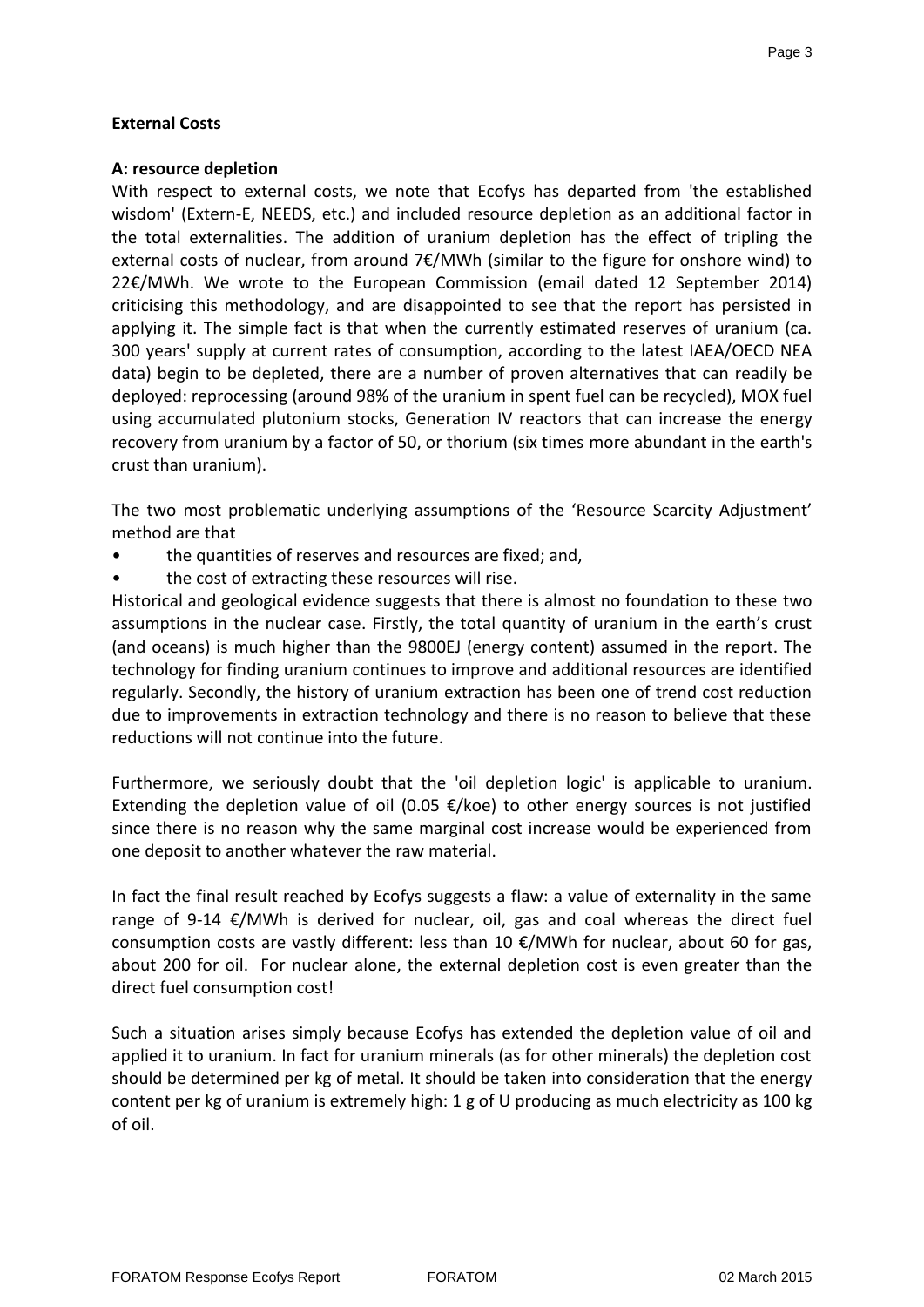**External Costs**

**A: resource depletion**

With respect to external costs, we note that Ecofys has departed from 'the established wisdom' (Extern-E, NEEDS, etc.) and included resource depletion as an additional factor in the total externalities. The addition of uranium depletion has the effect of tripling the external costs of nuclear, from around 7€/MWh (similar to the figure for onshore wind) to 22€/MWh. We wrote to the European Commission (email dated 12 September 2014) criticising this methodology, and are disappointed to see that the report has persisted in applying it. The simple fact is that when the currently estimated reserves of uranium (ca. 300 years' supply at current rates of consumption, according to the latest IAEA/OECD NEA data) begin to be depleted, there are a number of proven alternatives that can readily be deployed: reprocessing (around 98% of the uranium in spent fuel can be recycled), MOX fuel using accumulated plutonium stocks, Generation IV reactors that can increase the energy recovery from uranium by a factor of 50, or thorium (six times more abundant in the earth's crust than uranium).

The two most problematic underlying assumptions of the 'Resource Scarcity Adjustment' method are that

- the quantities of reserves and resources are fixed; and,
- the cost of extracting these resources will rise.

Historical and geological evidence suggests that there is almost no foundation to these two assumptions in the nuclear case. Firstly, the total quantity of uranium in the earth's crust (and oceans) is much higher than the 9800EJ (energy content) assumed in the report. The technology for finding uranium continues to improve and additional resources are identified regularly. Secondly, the history of uranium extraction has been one of trend cost reduction due to improvements in extraction technology and there is no reason to believe that these reductions will not continue into the future.

Furthermore, we seriously doubt that the 'oil depletion logic' is applicable to uranium. Extending the depletion value of oil (0.05 €/koe) to other energy sources is not justified since there is no reason why the same marginal cost increase would be experienced from one deposit to another whatever the raw material.

In fact the final result reached by Ecofys suggests a flaw: a value of externality in the same range of 9-14 €/MWh is derived for nuclear, oil, gas and coal whereas the direct fuel consumption costs are vastly different: less than 10 €/MWh for nuclear, about 60 for gas, about 200 for oil. For nuclear alone, the external depletion cost is even greater than the direct fuel consumption cost!

Such a situation arises simply because Ecofys has extended the depletion value of oil and applied it to uranium. In fact for uranium minerals (as for other minerals) the depletion cost should be determined per kg of metal. It should be taken into consideration that the energy content per kg of uranium is extremely high: 1 g of U producing as much electricity as 100 kg of oil.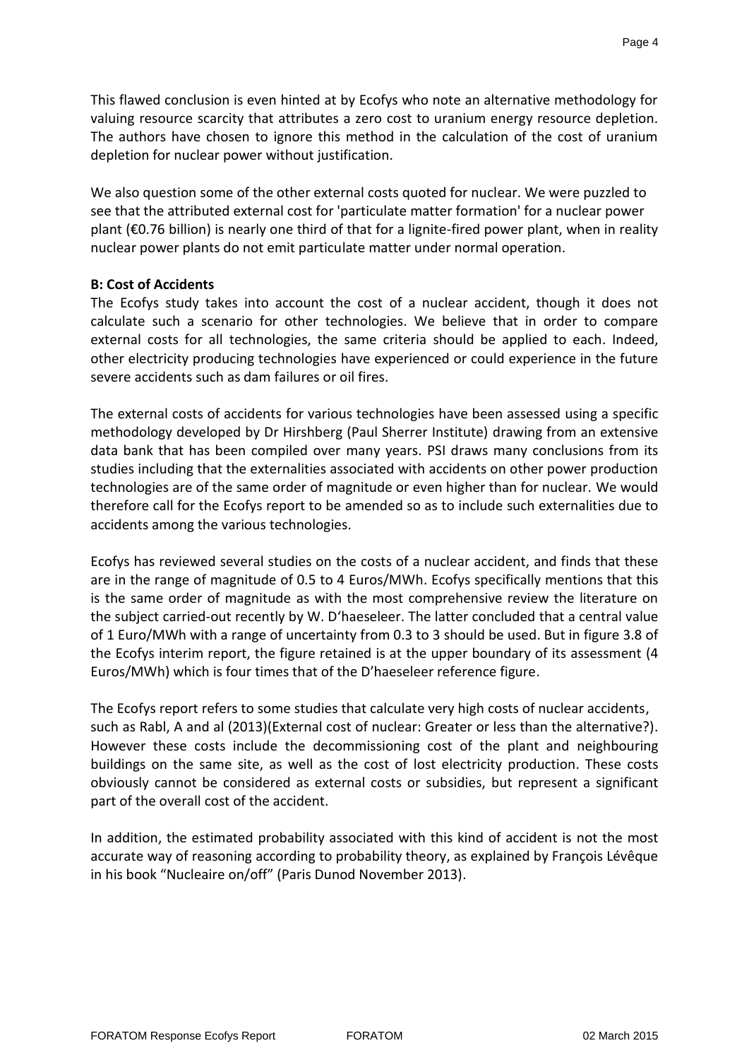This flawed conclusion is even hinted at by Ecofys who note an alternative methodology for valuing resource scarcity that attributes a zero cost to uranium energy resource depletion. The authors have chosen to ignore this method in the calculation of the cost of uranium depletion for nuclear power without justification.

We also question some of the other external costs quoted for nuclear. We were puzzled to see that the attributed external cost for 'particulate matter formation' for a nuclear power plant (€0.76 billion) is nearly one third of that for a lignite-fired power plant, when in reality nuclear power plants do not emit particulate matter under normal operation.

**B: Cost of Accidents**

The Ecofys study takes into account the cost of a nuclear accident, though it does not calculate such a scenario for other technologies. We believe that in order to compare external costs for all technologies, the same criteria should be applied to each. Indeed, other electricity producing technologies have experienced or could experience in the future severe accidents such as dam failures or oil fires.

The external costs of accidents for various technologies have been assessed using a specific methodology developed by Dr Hirshberg (Paul Sherrer Institute) drawing from an extensive data bank that has been compiled over many years. PSI draws many conclusions from its studies including that the externalities associated with accidents on other power production technologies are of the same order of magnitude or even higher than for nuclear. We would therefore call for the Ecofys report to be amended so as to include such externalities due to accidents among the various technologies.

Ecofys has reviewed several studies on the costs of a nuclear accident, and finds that these are in the range of magnitude of 0.5 to 4 Euros/MWh. Ecofys specifically mentions that this is the same order of magnitude as with the most comprehensive review the literature on the subject carried-out recently by W. D'haeseleer. The latter concluded that a central value of 1 Euro/MWh with a range of uncertainty from 0.3 to 3 should be used. But in figure 3.8 of the Ecofys interim report, the figure retained is at the upper boundary of its assessment (4 Euros/MWh) which is four times that of the D'haeseleer reference figure.

The Ecofys report refers to some studies that calculate very high costs of nuclear accidents, such as Rabl, A and al (2013)(External cost of nuclear: Greater or less than the alternative?). However these costs include the decommissioning cost of the plant and neighbouring buildings on the same site, as well as the cost of lost electricity production. These costs obviously cannot be considered as external costs or subsidies, but represent a significant part of the overall cost of the accident.

In addition, the estimated probability associated with this kind of accident is not the most accurate way of reasoning according to probability theory, as explained by François Lévêque in his book "Nucleaire on/off" (Paris Dunod November 2013).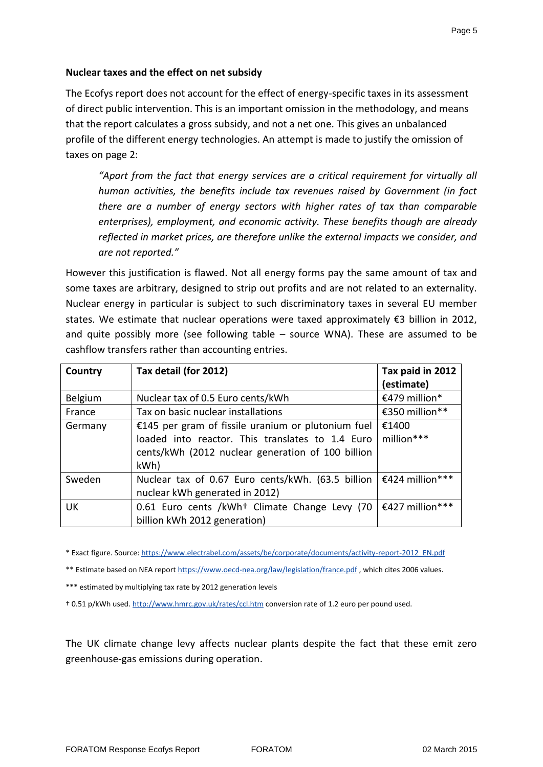**Nuclear taxes and the effect on net subsidy**

The Ecofys report does not account for the effect of energy-specific taxes in its assessment of direct public intervention. This is an important omission in the methodology, and means that the report calculates a gross subsidy, and not a net one. This gives an unbalanced profile of the different energy technologies. An attempt is made to justify the omission of taxes on page 2:

> *"Apart from the fact that energy services are a critical requirement for virtually all human activities, the benefits include tax revenues raised by Government (in fact there are a number of energy sectors with higher rates of tax than comparable enterprises), employment, and economic activity. These benefits though are already reflected in market prices, are therefore unlike the external impacts we consider, and are not reported."*

However this justification is flawed. Not all energy forms pay the same amount of tax and some taxes are arbitrary, designed to strip out profits and are not related to an externality. Nuclear energy in particular is subject to such discriminatory taxes in several EU member states. We estimate that nuclear operations were taxed approximately €3 billion in 2012, and quite possibly more (see following table – source WNA). These are assumed to be cashflow transfers rather than accounting entries.

| Country | Tax detail (for 2012) | Tax paid in 2012 (estimate) |
|---|---|---|
| Belgium | Nuclear tax of 0.5 Euro cents/kWh | €479 million* |
| France | Tax on basic nuclear installations | €350 million** |
| Germany | €145 per gram of fissile uranium or plutonium fuel loaded into reactor. This translates to 1.4 Euro cents/kWh (2012 nuclear generation of 100 billion kWh) | €1400 million*** |
| Sweden | Nuclear tax of 0.67 Euro cents/kWh. (63.5 billion nuclear kWh generated in 2012) | €424 million*** |
| UK | 0.61 Euro cents /kWh† Climate Change Levy (70 billion kWh 2012 generation) | €427 million*** |

* Exact figure. Source: https://www.electrabel.com/assets/be/corporate/documents/activity-report-2012_EN.pdf

** Estimate based on NEA report https://www.oecd-nea.org/law/legislation/france.pdf , which cites 2006 values.

*** estimated by multiplying tax rate by 2012 generation levels

† 0.51 p/kWh used. http://www.hmrc.gov.uk/rates/ccl.htm conversion rate of 1.2 euro per pound used.

The UK climate change levy affects nuclear plants despite the fact that these emit zero greenhouse-gas emissions during operation.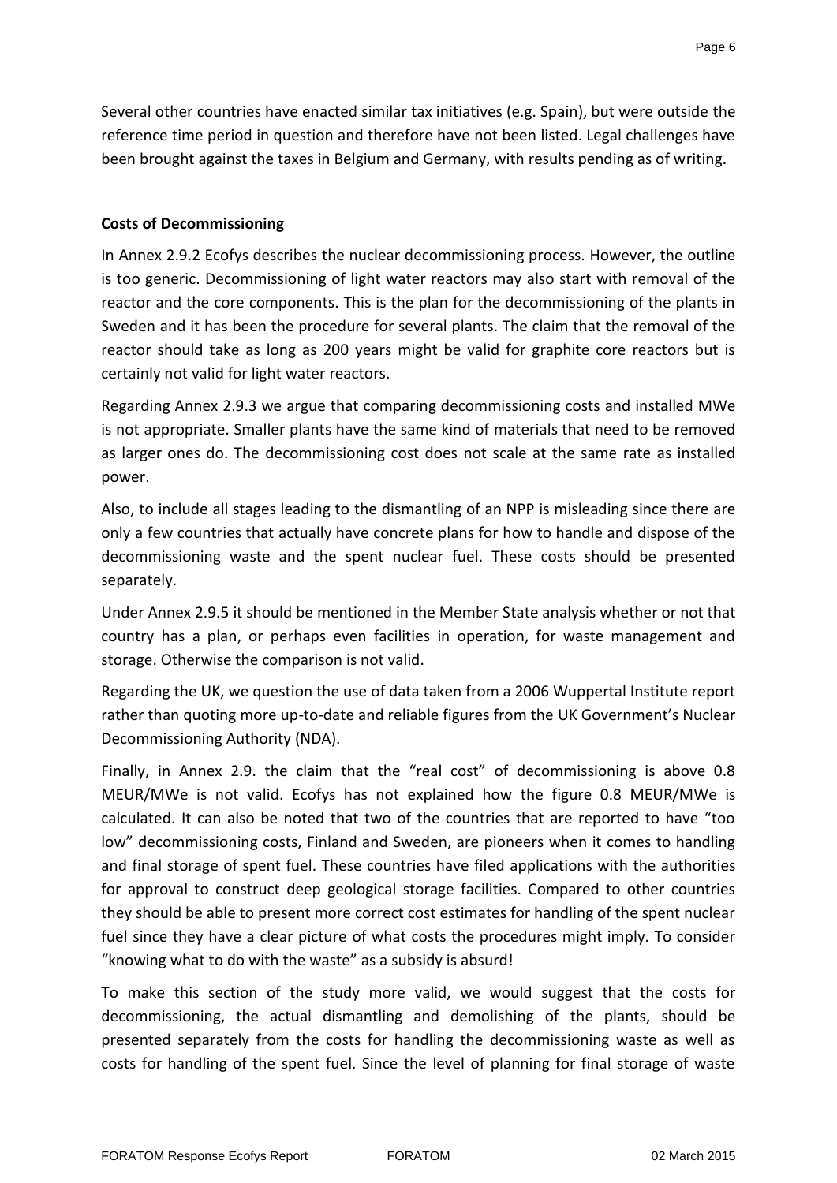Several other countries have enacted similar tax initiatives (e.g. Spain), but were outside the reference time period in question and therefore have not been listed. Legal challenges have been brought against the taxes in Belgium and Germany, with results pending as of writing.

**Costs of Decommissioning**

In Annex 2.9.2 Ecofys describes the nuclear decommissioning process. However, the outline is too generic. Decommissioning of light water reactors may also start with removal of the reactor and the core components. This is the plan for the decommissioning of the plants in Sweden and it has been the procedure for several plants. The claim that the removal of the reactor should take as long as 200 years might be valid for graphite core reactors but is certainly not valid for light water reactors.

Regarding Annex 2.9.3 we argue that comparing decommissioning costs and installed MWe is not appropriate. Smaller plants have the same kind of materials that need to be removed as larger ones do. The decommissioning cost does not scale at the same rate as installed power.

Also, to include all stages leading to the dismantling of an NPP is misleading since there are only a few countries that actually have concrete plans for how to handle and dispose of the decommissioning waste and the spent nuclear fuel. These costs should be presented separately.

Under Annex 2.9.5 it should be mentioned in the Member State analysis whether or not that country has a plan, or perhaps even facilities in operation, for waste management and storage. Otherwise the comparison is not valid.

Regarding the UK, we question the use of data taken from a 2006 Wuppertal Institute report rather than quoting more up-to-date and reliable figures from the UK Government's Nuclear Decommissioning Authority (NDA).

Finally, in Annex 2.9. the claim that the "real cost" of decommissioning is above 0.8 MEUR/MWe is not valid. Ecofys has not explained how the figure 0.8 MEUR/MWe is calculated. It can also be noted that two of the countries that are reported to have "too low" decommissioning costs, Finland and Sweden, are pioneers when it comes to handling and final storage of spent fuel. These countries have filed applications with the authorities for approval to construct deep geological storage facilities. Compared to other countries they should be able to present more correct cost estimates for handling of the spent nuclear fuel since they have a clear picture of what costs the procedures might imply. To consider "knowing what to do with the waste" as a subsidy is absurd!

To make this section of the study more valid, we would suggest that the costs for decommissioning, the actual dismantling and demolishing of the plants, should be presented separately from the costs for handling the decommissioning waste as well as costs for handling of the spent fuel. Since the level of planning for final storage of waste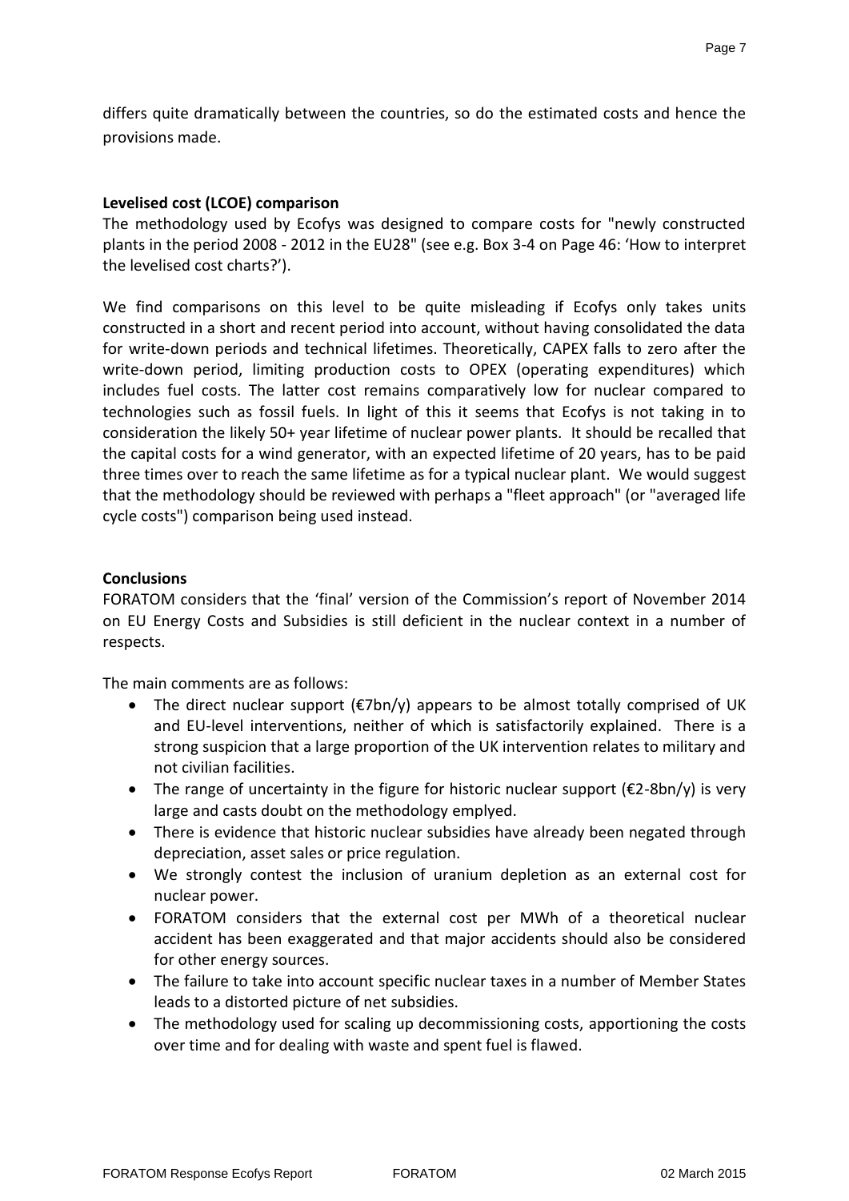differs quite dramatically between the countries, so do the estimated costs and hence the provisions made.

**Levelised cost (LCOE) comparison**

The methodology used by Ecofys was designed to compare costs for "newly constructed plants in the period 2008 - 2012 in the EU28" (see e.g. Box 3-4 on Page 46: 'How to interpret the levelised cost charts?').

We find comparisons on this level to be quite misleading if Ecofys only takes units constructed in a short and recent period into account, without having consolidated the data for write-down periods and technical lifetimes. Theoretically, CAPEX falls to zero after the write-down period, limiting production costs to OPEX (operating expenditures) which includes fuel costs. The latter cost remains comparatively low for nuclear compared to technologies such as fossil fuels. In light of this it seems that Ecofys is not taking in to consideration the likely 50+ year lifetime of nuclear power plants. It should be recalled that the capital costs for a wind generator, with an expected lifetime of 20 years, has to be paid three times over to reach the same lifetime as for a typical nuclear plant. We would suggest that the methodology should be reviewed with perhaps a "fleet approach" (or "averaged life cycle costs") comparison being used instead.

**Conclusions**

FORATOM considers that the 'final' version of the Commission's report of November 2014 on EU Energy Costs and Subsidies is still deficient in the nuclear context in a number of respects.

The main comments are as follows:

- The direct nuclear support (€7bn/y) appears to be almost totally comprised of UK and EU-level interventions, neither of which is satisfactorily explained. There is a strong suspicion that a large proportion of the UK intervention relates to military and not civilian facilities.
- The range of uncertainty in the figure for historic nuclear support (€2-8bn/y) is very large and casts doubt on the methodology emplyed.
- There is evidence that historic nuclear subsidies have already been negated through depreciation, asset sales or price regulation.
- We strongly contest the inclusion of uranium depletion as an external cost for nuclear power.
- FORATOM considers that the external cost per MWh of a theoretical nuclear accident has been exaggerated and that major accidents should also be considered for other energy sources.
- The failure to take into account specific nuclear taxes in a number of Member States leads to a distorted picture of net subsidies.
- The methodology used for scaling up decommissioning costs, apportioning the costs over time and for dealing with waste and spent fuel is flawed.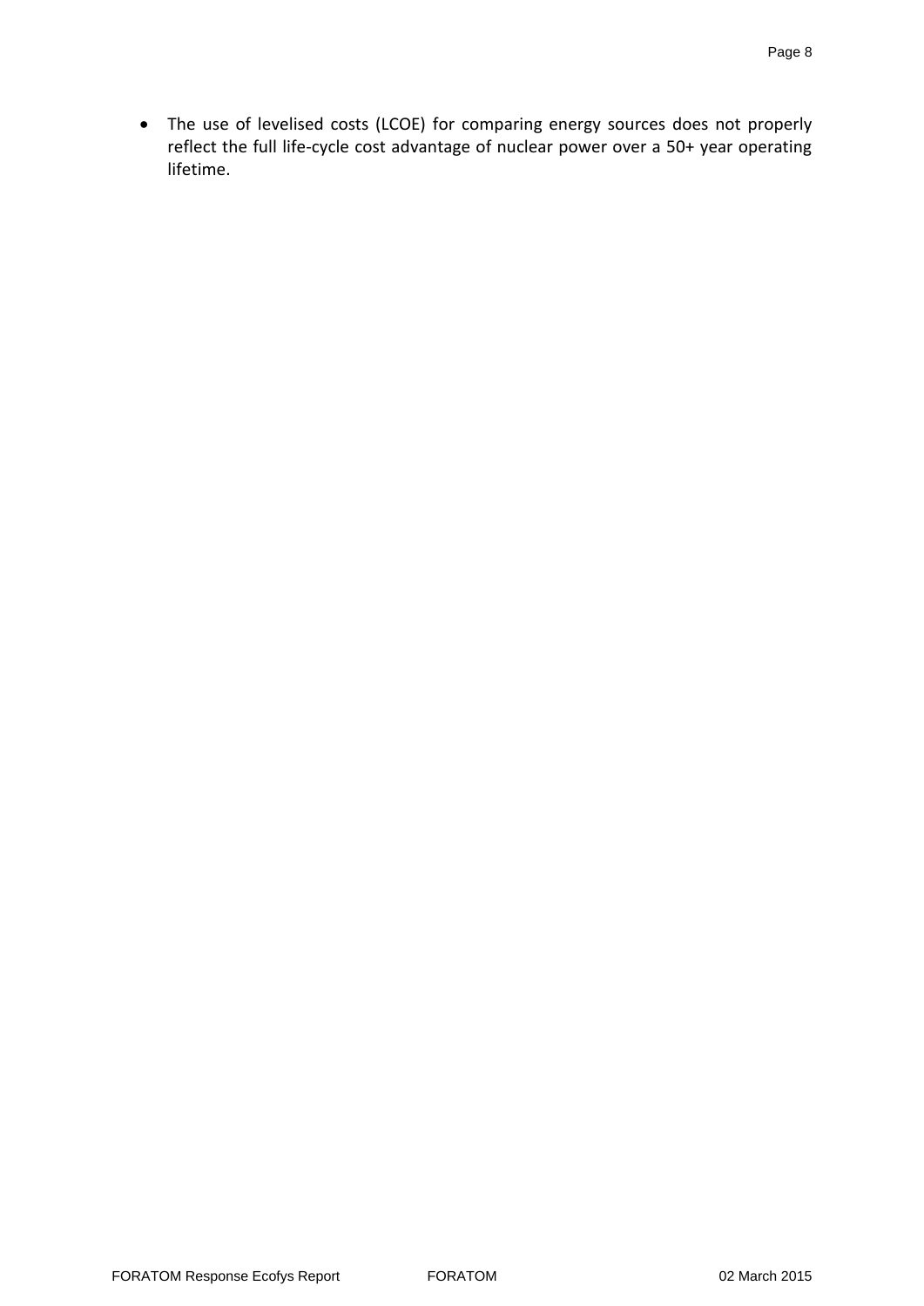- The use of levelised costs (LCOE) for comparing energy sources does not properly reflect the full life-cycle cost advantage of nuclear power over a 50+ year operating lifetime.